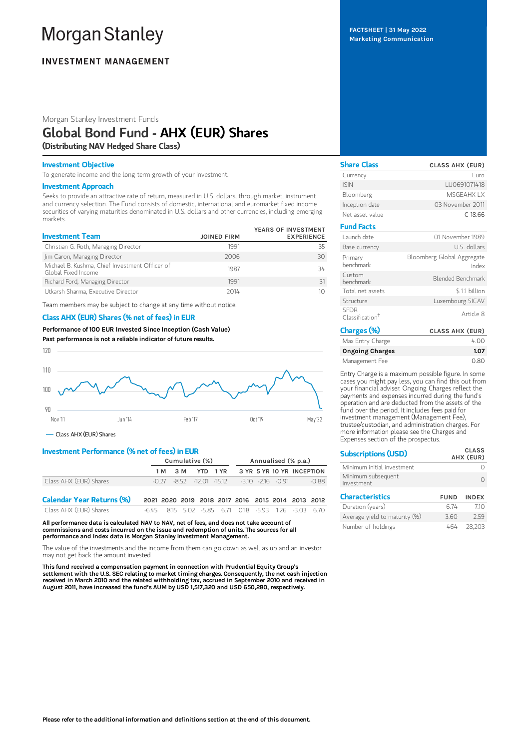# Morgan Stanley

INVESTMENT MANAGEMENT

FACTSHEET | 31 May 2022
Marketing Communication

Morgan Stanley Investment Funds

## Global Bond Fund - AHX (EUR) Shares

**(Distributing NAV Hedged Share Class)**

### Investment Objective

To generate income and the long term growth of your investment.

### Investment Approach

Seeks to provide an attractive rate of return, measured in U.S. dollars, through market, instrument and currency selection. The Fund consists of domestic, international and euromarket fixed income securities of varying maturities denominated in U.S. dollars and other currencies, including emerging markets.

| Investment Team | JOINED FIRM | YEARS OF INVESTMENT EXPERIENCE |
|---|---|---|
| Christian G. Roth, Managing Director | 1991 | 35 |
| Jim Caron, Managing Director | 2006 | 30 |
| Michael B. Kushma, Chief Investment Officer of Global Fixed Income | 1987 | 34 |
| Richard Ford, Managing Director | 1991 | 31 |
| Utkarsh Sharma, Executive Director | 2014 | 10 |

Team members may be subject to change at any time without notice.

### Class AHX (EUR) Shares (% net of fees) in EUR

**Performance of 100 EUR Invested Since Inception (Cash Value)**

**Past performance is not a reliable indicator of future results.**

120
110
100
90
Nov '11
Jun '14
Feb '17
Oct '19
May '22

Class AHX (EUR) Shares

### Investment Performance (% net of fees) in EUR

| | Cumulative (%) | | | | Annualised (% p.a.) | | | |
|---|---|---|---|---|---|---|---|---|
| | 1 M | 3 M | YTD | 1 YR | 3 YR | 5 YR | 10 YR | INCEPTION |
| Class AHX (EUR) Shares | -0.27 | -8.52 | -12.01 | -15.12 | -3.10 | -2.16 | -0.91 | -0.88 |

| Calendar Year Returns (%) | 2021 | 2020 | 2019 | 2018 | 2017 | 2016 | 2015 | 2014 | 2013 | 2012 |
|---|---|---|---|---|---|---|---|---|---|---|
| Class AHX (EUR) Shares | -6.45 | 8.15 | 5.02 | -5.85 | 6.71 | 0.18 | -5.93 | 1.26 | -3.03 | 6.70 |

**All performance data is calculated NAV to NAV, net of fees, and does not take account of commissions and costs incurred on the issue and redemption of units. The sources for all performance and Index data is Morgan Stanley Investment Management.**

The value of the investments and the income from them can go down as well as up and an investor may not get back the amount invested.

**This fund received a compensation payment in connection with Prudential Equity Group's settlement with the U.S. SEC relating to market timing charges. Consequently, the net cash injection received in March 2010 and the related withholding tax, accrued in September 2010 and received in August 2011, have increased the fund's AUM by USD 1,517,320 and USD 650,280, respectively.**

| Share Class | CLASS AHX (EUR) |
|---|---|
| Currency | Euro |
| ISIN | LU0691071418 |
| Bloomberg | MSGEAHX LX |
| Inception date | 03 November 2011 |
| Net asset value | € 18.66 |

| Fund Facts | |
|---|---|
| Launch date | 01 November 1989 |
| Base currency | U.S. dollars |
| Primary benchmark | Bloomberg Global Aggregate Index |
| Custom benchmark | Blended Benchmark |
| Total net assets | $ 1.1 billion |
| Structure | Luxembourg SICAV |
| SFDR Classification† | Article 8 |

| Charges (%) | CLASS AHX (EUR) |
|---|---|
| Max Entry Charge | 4.00 |
| **Ongoing Charges** | **1.07** |
| Management Fee | 0.80 |

Entry Charge is a maximum possible figure. In some cases you might pay less, you can find this out from your financial adviser. Ongoing Charges reflect the payments and expenses incurred during the fund's operation and are deducted from the assets of the fund over the period. It includes fees paid for investment management (Management Fee), trustee/custodian, and administration charges. For more information please see the Charges and Expenses section of the prospectus.

| Subscriptions (USD) | CLASS AHX (EUR) |
|---|---|
| Minimum initial investment | 0 |
| Minimum subsequent Investment | 0 |

| Characteristics | FUND | INDEX |
|---|---|---|
| Duration (years) | 6.74 | 7.10 |
| Average yield to maturity (%) | 3.60 | 2.59 |
| Number of holdings | 464 | 28,203 |

**Please refer to the additional information and definitions section at the end of this document.**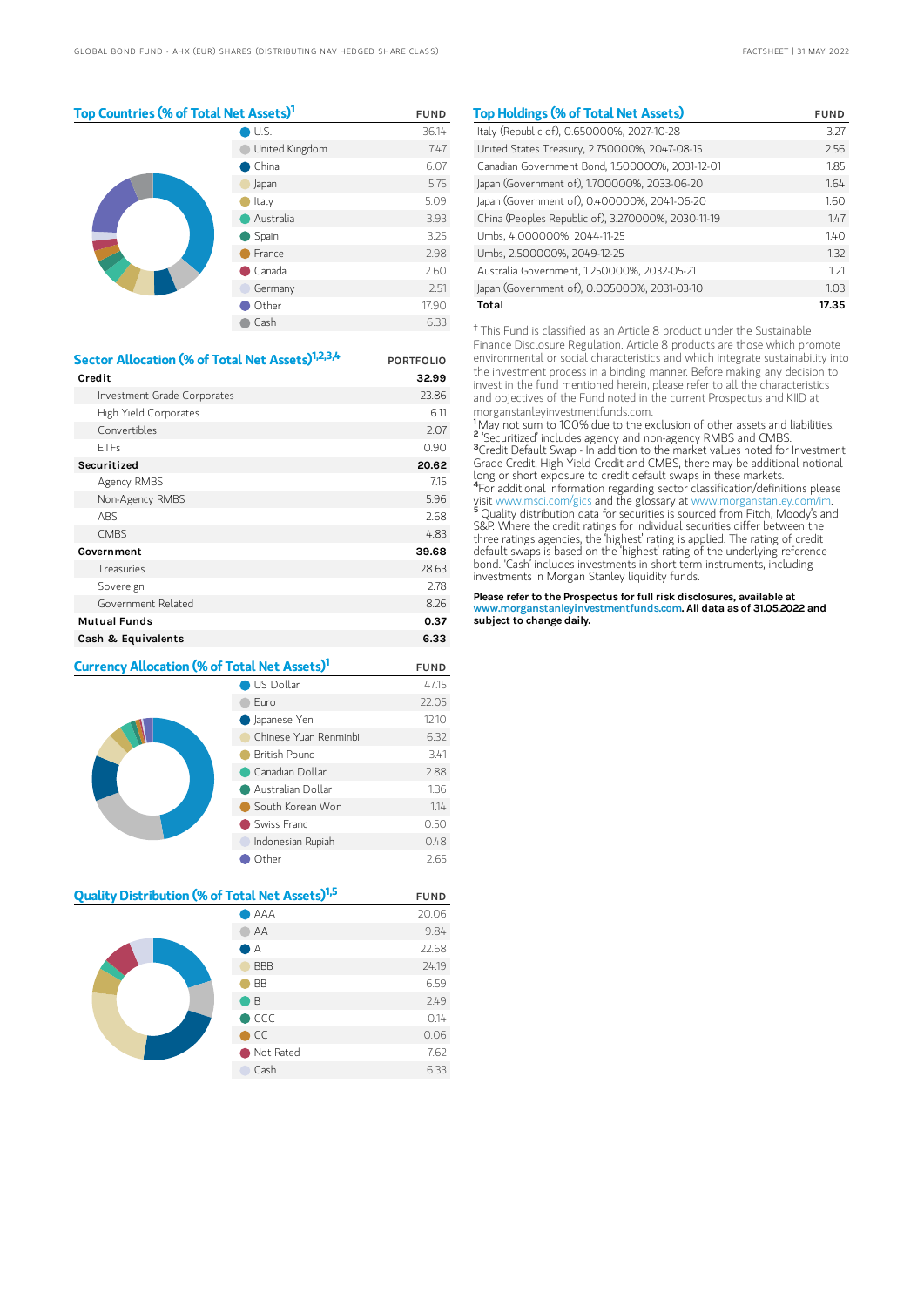## Top Countries (% of Total Net Assets)[1]

| | FUND |
|---|---|
| U.S. | 36.14 |
| United Kingdom | 7.47 |
| China | 6.07 |
| Japan | 5.75 |
| Italy | 5.09 |
| Australia | 3.93 |
| Spain | 3.25 |
| France | 2.98 |
| Canada | 2.60 |
| Germany | 2.51 |
| Other | 17.90 |
| Cash | 6.33 |

## Sector Allocation (% of Total Net Assets)[1,2,3,4]

| | PORTFOLIO |
|---|---|
| **Credit** | **32.99** |
| Investment Grade Corporates | 23.86 |
| High Yield Corporates | 6.11 |
| Convertibles | 2.07 |
| ETFs | 0.90 |
| **Securitized** | **20.62** |
| Agency RMBS | 7.15 |
| Non-Agency RMBS | 5.96 |
| ABS | 2.68 |
| CMBS | 4.83 |
| **Government** | **39.68** |
| Treasuries | 28.63 |
| Sovereign | 2.78 |
| Government Related | 8.26 |
| **Mutual Funds** | **0.37** |
| **Cash & Equivalents** | **6.33** |

## Currency Allocation (% of Total Net Assets)[1]

| | FUND |
|---|---|
| US Dollar | 47.15 |
| Euro | 22.05 |
| Japanese Yen | 12.10 |
| Chinese Yuan Renminbi | 6.32 |
| British Pound | 3.41 |
| Canadian Dollar | 2.88 |
| Australian Dollar | 1.36 |
| South Korean Won | 1.14 |
| Swiss Franc | 0.50 |
| Indonesian Rupiah | 0.48 |
| Other | 2.65 |

## Quality Distribution (% of Total Net Assets)[1,5]

| | FUND |
|---|---|
| AAA | 20.06 |
| AA | 9.84 |
| A | 22.68 |
| BBB | 24.19 |
| BB | 6.59 |
| B | 2.49 |
| CCC | 0.14 |
| CC | 0.06 |
| Not Rated | 7.62 |
| Cash | 6.33 |

## Top Holdings (% of Total Net Assets)

| | FUND |
|---|---|
| Italy (Republic of), 0.650000%, 2027-10-28 | 3.27 |
| United States Treasury, 2.750000%, 2047-08-15 | 2.56 |
| Canadian Government Bond, 1.500000%, 2031-12-01 | 1.85 |
| Japan (Government of), 1.700000%, 2033-06-20 | 1.64 |
| Japan (Government of), 0.400000%, 2041-06-20 | 1.60 |
| China (Peoples Republic of), 3.270000%, 2030-11-19 | 1.47 |
| Umbs, 4.000000%, 2044-11-25 | 1.40 |
| Umbs, 2.500000%, 2049-12-25 | 1.32 |
| Australia Government, 1.250000%, 2032-05-21 | 1.21 |
| Japan (Government of), 0.005000%, 2031-03-10 | 1.03 |
| **Total** | **17.35** |

† This Fund is classified as an Article 8 product under the Sustainable Finance Disclosure Regulation. Article 8 products are those which promote environmental or social characteristics and which integrate sustainability into the investment process in a binding manner. Before making any decision to invest in the fund mentioned herein, please refer to all the characteristics and objectives of the Fund noted in the current Prospectus and KIID at morganstanleyinvestmentfunds.com.

[1] May not sum to 100% due to the exclusion of other assets and liabilities.

[2] 'Securitized' includes agency and non-agency RMBS and CMBS.

[3] Credit Default Swap - In addition to the market values noted for Investment Grade Credit, High Yield Credit and CMBS, there may be additional notional long or short exposure to credit default swaps in these markets.

[4] For additional information regarding sector classification/definitions please visit www.msci.com/gics and the glossary at www.morganstanley.com/im.

[5] Quality distribution data for securities is sourced from Fitch, Moody's and S&P. Where the credit ratings for individual securities differ between the three ratings agencies, the 'highest' rating is applied. The rating of credit default swaps is based on the 'highest' rating of the underlying reference bond. 'Cash' includes investments in short term instruments, including investments in Morgan Stanley liquidity funds.

**Please refer to the Prospectus for full risk disclosures, available at www.morganstanleyinvestmentfunds.com. All data as of 31.05.2022 and subject to change daily.**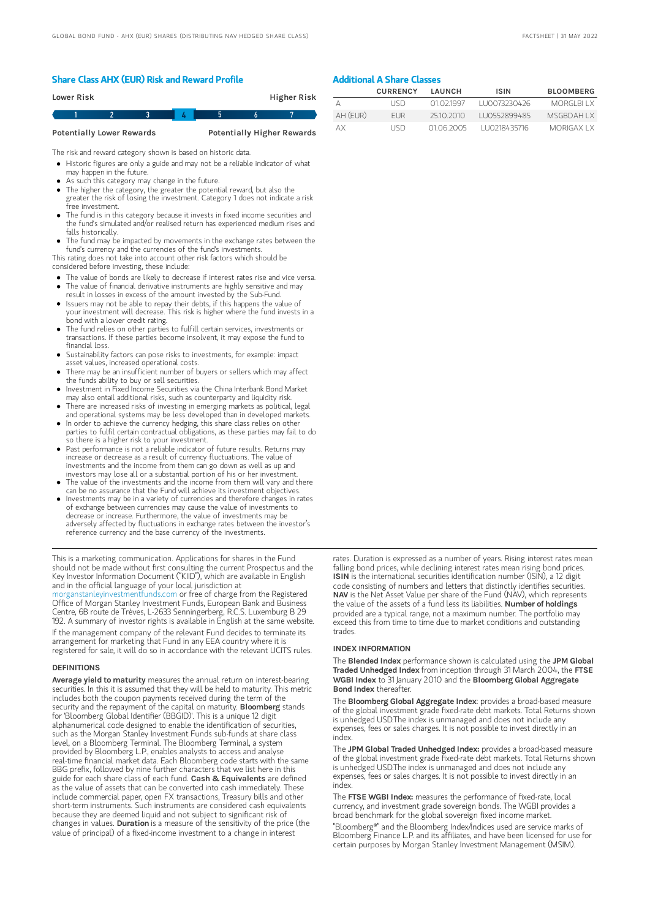## Share Class AHX (EUR) Risk and Reward Profile

Lower Risk — Higher Risk

1 2 3 **4** 5 6 7

Potentially Lower Rewards — Potentially Higher Rewards

The risk and reward category shown is based on historic data.

- Historic figures are only a guide and may not be a reliable indicator of what may happen in the future.
- As such this category may change in the future.
- The higher the category, the greater the potential reward, but also the greater the risk of losing the investment. Category 1 does not indicate a risk free investment.
- The fund is in this category because it invests in fixed income securities and the fund's simulated and/or realised return has experienced medium rises and falls historically.
- The fund may be impacted by movements in the exchange rates between the fund's currency and the currencies of the fund's investments.

This rating does not take into account other risk factors which should be considered before investing, these include:

- The value of bonds are likely to decrease if interest rates rise and vice versa.
- The value of financial derivative instruments are highly sensitive and may result in losses in excess of the amount invested by the Sub-Fund.
- Issuers may not be able to repay their debts, if this happens the value of your investment will decrease. This risk is higher where the fund invests in a bond with a lower credit rating.
- The fund relies on other parties to fulfill certain services, investments or transactions. If these parties become insolvent, it may expose the fund to financial loss.
- Sustainability factors can pose risks to investments, for example: impact asset values, increased operational costs.
- There may be an insufficient number of buyers or sellers which may affect the funds ability to buy or sell securities.
- Investment in Fixed Income Securities via the China Interbank Bond Market may also entail additional risks, such as counterparty and liquidity risk.
- There are increased risks of investing in emerging markets as political, legal and operational systems may be less developed than in developed markets.
- In order to achieve the currency hedging, this share class relies on other parties to fulfil certain contractual obligations, as these parties may fail to do so there is a higher risk to your investment.
- Past performance is not a reliable indicator of future results. Returns may increase or decrease as a result of currency fluctuations. The value of investments and the income from them can go down as well as up and investors may lose all or a substantial portion of his or her investment.
- The value of the investments and the income from them will vary and there can be no assurance that the Fund will achieve its investment objectives.
- Investments may be in a variety of currencies and therefore changes in rates of exchange between currencies may cause the value of investments to decrease or increase. Furthermore, the value of investments may be adversely affected by fluctuations in exchange rates between the investor's reference currency and the base currency of the investments.

## Additional A Share Classes

| | CURRENCY | LAUNCH | ISIN | BLOOMBERG |
|---|---|---|---|---|
| A | USD | 01.02.1997 | LU0073230426 | MORGLBI LX |
| AH (EUR) | EUR | 25.10.2010 | LU0552899485 | MSGBDAH LX |
| AX | USD | 01.06.2005 | LU0218435716 | MORIGAX LX |

This is a marketing communication. Applications for shares in the Fund should not be made without first consulting the current Prospectus and the Key Investor Information Document ("KIID"), which are available in English and in the official language of your local jurisdiction at morganstanleyinvestmentfunds.com or free of charge from the Registered Office of Morgan Stanley Investment Funds, European Bank and Business Centre, 6B route de Trèves, L-2633 Senningerberg, R.C.S. Luxemburg B 29 192. A summary of investor rights is available in English at the same website.

If the management company of the relevant Fund decides to terminate its arrangement for marketing that Fund in any EEA country where it is registered for sale, it will do so in accordance with the relevant UCITS rules.

### DEFINITIONS

**Average yield to maturity** measures the annual return on interest-bearing securities. In this it is assumed that they will be held to maturity. This metric includes both the coupon payments received during the term of the security and the repayment of the capital on maturity. **Bloomberg** stands for 'Bloomberg Global Identifier (BBGID)'. This is a unique 12 digit alphanumerical code designed to enable the identification of securities, such as the Morgan Stanley Investment Funds sub-funds at share class level, on a Bloomberg Terminal. The Bloomberg Terminal, a system provided by Bloomberg L.P., enables analysts to access and analyse real-time financial market data. Each Bloomberg code starts with the same BBG prefix, followed by nine further characters that we list here in this guide for each share class of each fund. **Cash & Equivalents** are defined as the value of assets that can be converted into cash immediately. These include commercial paper, open FX transactions, Treasury bills and other short-term instruments. Such instruments are considered cash equivalents because they are deemed liquid and not subject to significant risk of changes in values. **Duration** is a measure of the sensitivity of the price (the value of principal) of a fixed-income investment to a change in interest rates. Duration is expressed as a number of years. Rising interest rates mean falling bond prices, while declining interest rates mean rising bond prices. **ISIN** is the international securities identification number (ISIN), a 12 digit code consisting of numbers and letters that distinctly identifies securities. **NAV** is the Net Asset Value per share of the Fund (NAV), which represents the value of the assets of a fund less its liabilities. **Number of holdings** provided are a typical range, not a maximum number. The portfolio may exceed this from time to time due to market conditions and outstanding trades.

### INDEX INFORMATION

The **Blended Index** performance shown is calculated using the **JPM Global Traded Unhedged Index** from inception through 31 March 2004, the **FTSE WGBI Index** to 31 January 2010 and the **Bloomberg Global Aggregate Bond Index** thereafter.

The **Bloomberg Global Aggregate Index**: provides a broad-based measure of the global investment grade fixed-rate debt markets. Total Returns shown is unhedged USD.The index is unmanaged and does not include any expenses, fees or sales charges. It is not possible to invest directly in an index.

The **JPM Global Traded Unhedged Index:** provides a broad-based measure of the global investment grade fixed-rate debt markets. Total Returns shown is unhedged USD.The index is unmanaged and does not include any expenses, fees or sales charges. It is not possible to invest directly in an index.

The **FTSE WGBI Index:** measures the performance of fixed-rate, local currency, and investment grade sovereign bonds. The WGBI provides a broad benchmark for the global sovereign fixed income market.

"Bloomberg®" and the Bloomberg Index/Indices used are service marks of Bloomberg Finance L.P. and its affiliates, and have been licensed for use for certain purposes by Morgan Stanley Investment Management (MSIM).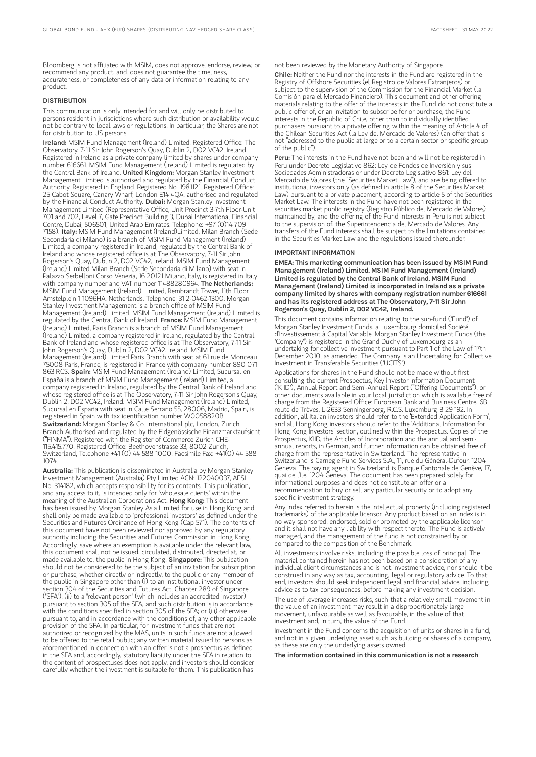Bloomberg is not affiliated with MSIM, does not approve, endorse, review, or recommend any product, and. does not guarantee the timeliness, accurateness, or completeness of any data or information relating to any product.

## DISTRIBUTION

This communication is only intended for and will only be distributed to persons resident in jurisdictions where such distribution or availability would not be contrary to local laws or regulations. In particular, the Shares are not for distribution to US persons.

**Ireland:** MSIM Fund Management (Ireland) Limited. Registered Office: The Observatory, 7-11 Sir John Rogerson's Quay, Dublin 2, D02 VC42, Ireland. Registered in Ireland as a private company limited by shares under company number 616661. MSIM Fund Management (Ireland) Limited is regulated by the Central Bank of Ireland. **United Kingdom:** Morgan Stanley Investment Management Limited is authorised and regulated by the Financial Conduct Authority. Registered in England. Registered No. 1981121. Registered Office: 25 Cabot Square, Canary Wharf, London E14 4QA, authorised and regulated by the Financial Conduct Authority. **Dubai:** Morgan Stanley Investment Management Limited (Representative Office, Unit Precinct 3-7th Floor-Unit 701 and 702, Level 7, Gate Precinct Building 3, Dubai International Financial Centre, Dubai, 506501, United Arab Emirates. Telephone: +97 (0)14 709 7158). **Italy:** MSIM Fund Management (Ireland)Limited, Milan Branch (Sede Secondaria di Milano) is a branch of MSIM Fund Management (Ireland) Limited, a company registered in Ireland, regulated by the Central Bank of Ireland and whose registered office is at The Observatory, 7-11 Sir John Rogerson's Quay, Dublin 2, D02 VC42, Ireland. MSIM Fund Management (Ireland) Limited Milan Branch (Sede Secondaria di Milano) with seat in Palazzo Serbelloni Corso Venezia, 16 20121 Milano, Italy, is registered in Italy with company number and VAT number 11488280964. **The Netherlands:** MSIM Fund Management (Ireland) Limited, Rembrandt Tower, 11th Floor Amstelplein 1 1096HA, Netherlands. Telephone: 31 2-0462-1300. Morgan Stanley Investment Management is a branch office of MSIM Fund Management (Ireland) Limited. MSIM Fund Management (Ireland) Limited is regulated by the Central Bank of Ireland. **France:** MSIM Fund Management (Ireland) Limited, Paris Branch is a branch of MSIM Fund Management (Ireland) Limited, a company registered in Ireland, regulated by the Central Bank of Ireland and whose registered office is at The Observatory, 7-11 Sir John Rogerson's Quay, Dublin 2, D02 VC42, Ireland. MSIM Fund Management (Ireland) Limited Paris Branch with seat at 61 rue de Monceau 75008 Paris, France, is registered in France with company number 890 071 863 RCS. **Spain:** MSIM Fund Management (Ireland) Limited, Sucursal en España is a branch of MSIM Fund Management (Ireland) Limited, a company registered in Ireland, regulated by the Central Bank of Ireland and whose registered office is at The Observatory, 7-11 Sir John Rogerson's Quay, Dublin 2, D02 VC42, Ireland. MSIM Fund Management (Ireland) Limited, Sucursal en España with seat in Calle Serrano 55, 28006, Madrid, Spain, is registered in Spain with tax identification number W0058820B. **Switzerland:** Morgan Stanley & Co. International plc, London, Zurich Branch Authorised and regulated by the Eidgenössische Finanzmarktaufsicht ("FINMA"). Registered with the Register of Commerce Zurich CHE-115.415.770. Registered Office: Beethovenstrasse 33, 8002 Zurich, Switzerland, Telephone +41 (0) 44 588 1000. Facsimile Fax: +41(0) 44 588 1074.

**Australia:** This publication is disseminated in Australia by Morgan Stanley Investment Management (Australia) Pty Limited ACN: 122040037, AFSL No. 314182, which accepts responsibility for its contents. This publication, and any access to it, is intended only for "wholesale clients" within the meaning of the Australian Corporations Act. **Hong Kong:** This document has been issued by Morgan Stanley Asia Limited for use in Hong Kong and shall only be made available to "professional investors" as defined under the Securities and Futures Ordinance of Hong Kong (Cap 571). The contents of this document have not been reviewed nor approved by any regulatory authority including the Securities and Futures Commission in Hong Kong. Accordingly, save where an exemption is available under the relevant law, this document shall not be issued, circulated, distributed, directed at, or made available to, the public in Hong Kong. **Singapore:** This publication should not be considered to be the subject of an invitation for subscription or purchase, whether directly or indirectly, to the public or any member of the public in Singapore other than (i) to an institutional investor under section 304 of the Securities and Futures Act, Chapter 289 of Singapore ("SFA"), (ii) to a "relevant person" (which includes an accredited investor) pursuant to section 305 of the SFA, and such distribution is in accordance with the conditions specified in section 305 of the SFA; or (iii) otherwise pursuant to, and in accordance with the conditions of, any other applicable provision of the SFA. In particular, for investment funds that are not authorized or recognized by the MAS, units in such funds are not allowed to be offered to the retail public; any written material issued to persons as aforementioned in connection with an offer is not a prospectus as defined in the SFA and, accordingly, statutory liability under the SFA in relation to the content of prospectuses does not apply, and investors should consider carefully whether the investment is suitable for them. This publication has not been reviewed by the Monetary Authority of Singapore.

**Chile:** Neither the Fund nor the interests in the Fund are registered in the Registry of Offshore Securities (el Registro de Valores Extranjeros) or subject to the supervision of the Commission for the Financial Market (la Comisión para el Mercado Financiero). This document and other offering materials relating to the offer of the interests in the Fund do not constitute a public offer of, or an invitation to subscribe for or purchase, the Fund interests in the Republic of Chile, other than to individually identified purchasers pursuant to a private offering within the meaning of Article 4 of the Chilean Securities Act (la Ley del Mercado de Valores) (an offer that is not "addressed to the public at large or to a certain sector or specific group of the public").

**Peru:** The interests in the Fund have not been and will not be registered in Peru under Decreto Legislativo 862: Ley de Fondos de Inversión y sus Sociedades Administradoras or under Decreto Legislativo 861: Ley del Mercado de Valores (the "Securities Market Law"), and are being offered to institutional investors only (as defined in article 8 of the Securities Market Law) pursuant to a private placement, according to article 5 of the Securities Market Law. The interests in the Fund have not been registered in the securities market public registry (Registro Público del Mercado de Valores) maintained by, and the offering of the Fund interests in Peru is not subject to the supervision of, the Superintendencia del Mercado de Valores. Any transfers of the Fund interests shall be subject to the limitations contained in the Securities Market Law and the regulations issued thereunder.

## IMPORTANT INFORMATION

**EMEA: This marketing communication has been issued by MSIM Fund Management (Ireland) Limited. MSIM Fund Management (Ireland) Limited is regulated by the Central Bank of Ireland. MSIM Fund Management (Ireland) Limited is incorporated in Ireland as a private company limited by shares with company registration number 616661 and has its registered address at The Observatory, 7-11 Sir John Rogerson's Quay, Dublin 2, D02 VC42, Ireland.**

This document contains information relating to the sub-fund ("Fund") of Morgan Stanley Investment Funds, a Luxembourg domiciled Société d'Investissement à Capital Variable. Morgan Stanley Investment Funds (the "Company") is registered in the Grand Duchy of Luxembourg as an undertaking for collective investment pursuant to Part 1 of the Law of 17th December 2010, as amended. The Company is an Undertaking for Collective Investment in Transferable Securities ("UCITS").

Applications for shares in the Fund should not be made without first consulting the current Prospectus, Key Investor Information Document ("KIID"), Annual Report and Semi-Annual Report ("Offering Documents"), or other documents available in your local jurisdiction which is available free of charge from the Registered Office: European Bank and Business Centre, 6B route de Trèves, L-2633 Senningerberg, R.C.S. Luxemburg B 29 192. In addition, all Italian investors should refer to the 'Extended Application Form', and all Hong Kong investors should refer to the 'Additional Information for Hong Kong Investors' section, outlined within the Prospectus. Copies of the Prospectus, KIID, the Articles of Incorporation and the annual and semi-annual reports, in German, and further information can be obtained free of charge from the representative in Switzerland. The representative in Switzerland is Carnegie Fund Services S.A., 11, rue du Général-Dufour, 1204 Geneva. The paying agent in Switzerland is Banque Cantonale de Genève, 17, quai de l'Ile, 1204 Geneva. The document has been prepared solely for informational purposes and does not constitute an offer or a recommendation to buy or sell any particular security or to adopt any specific investment strategy.

Any index referred to herein is the intellectual property (including registered trademarks) of the applicable licensor. Any product based on an index is in no way sponsored, endorsed, sold or promoted by the applicable licensor and it shall not have any liability with respect thereto. The Fund is actively managed, and the management of the fund is not constrained by or compared to the composition of the Benchmark.

All investments involve risks, including the possible loss of principal. The material contained herein has not been based on a consideration of any individual client circumstances and is not investment advice, nor should it be construed in any way as tax, accounting, legal or regulatory advice. To that end, investors should seek independent legal and financial advice, including advice as to tax consequences, before making any investment decision.

The use of leverage increases risks, such that a relatively small movement in the value of an investment may result in a disproportionately large movement, unfavourable as well as favourable, in the value of that investment and, in turn, the value of the Fund.

Investment in the Fund concerns the acquisition of units or shares in a fund, and not in a given underlying asset such as building or shares of a company, as these are only the underlying assets owned.

**The information contained in this communication is not a research**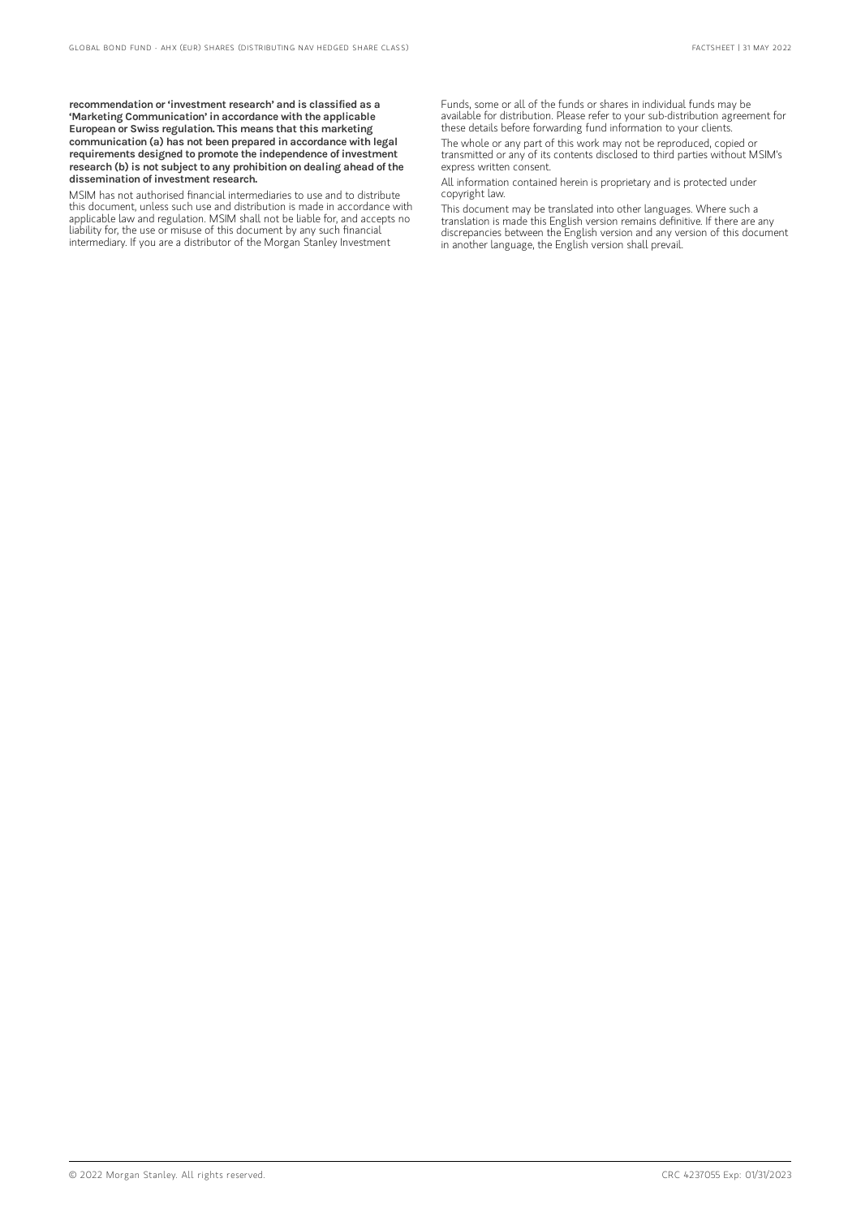**recommendation or 'investment research' and is classified as a 'Marketing Communication' in accordance with the applicable European or Swiss regulation. This means that this marketing communication (a) has not been prepared in accordance with legal requirements designed to promote the independence of investment research (b) is not subject to any prohibition on dealing ahead of the dissemination of investment research.**

MSIM has not authorised financial intermediaries to use and to distribute this document, unless such use and distribution is made in accordance with applicable law and regulation. MSIM shall not be liable for, and accepts no liability for, the use or misuse of this document by any such financial intermediary. If you are a distributor of the Morgan Stanley Investment Funds, some or all of the funds or shares in individual funds may be available for distribution. Please refer to your sub-distribution agreement for these details before forwarding fund information to your clients.

The whole or any part of this work may not be reproduced, copied or transmitted or any of its contents disclosed to third parties without MSIM's express written consent.

All information contained herein is proprietary and is protected under copyright law.

This document may be translated into other languages. Where such a translation is made this English version remains definitive. If there are any discrepancies between the English version and any version of this document in another language, the English version shall prevail.

© 2022 Morgan Stanley. All rights reserved.

CRC 4237055 Exp: 01/31/2023